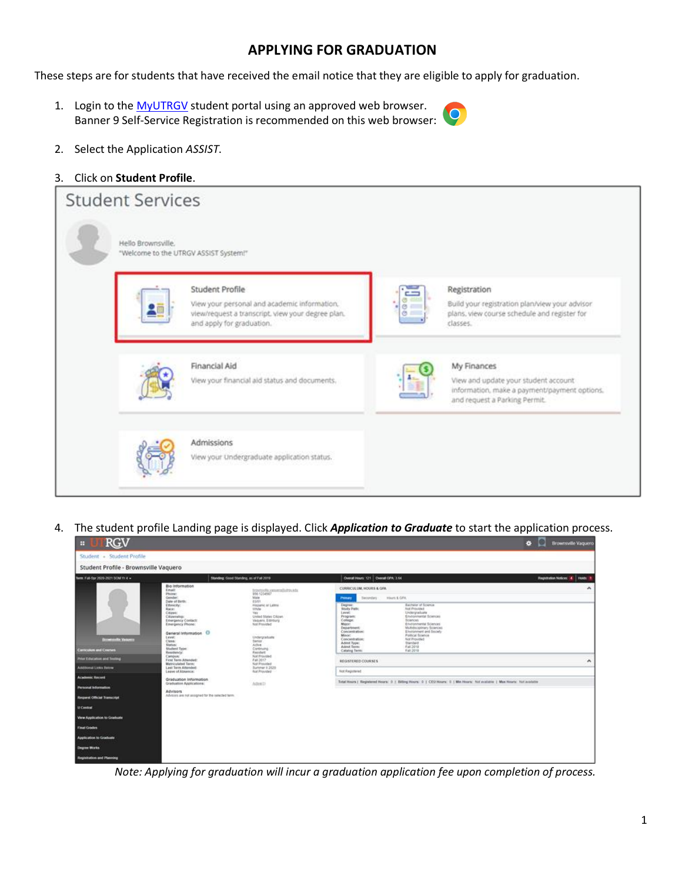# APPLYING FOR GRADUATION

These steps are for students that have received the email notice that they are eligible to apply for graduation.

1. Login to the MyUTRGV student portal using an approved web browser.
   Banner 9 Self-Service Registration is recommended on this web browser:

2. Select the Application *ASSIST.*

3. Click on **Student Profile**.

4. The student profile Landing page is displayed. Click ***Application to Graduate*** to start the application process.

*Note: Applying for graduation will incur a graduation application fee upon completion of process.*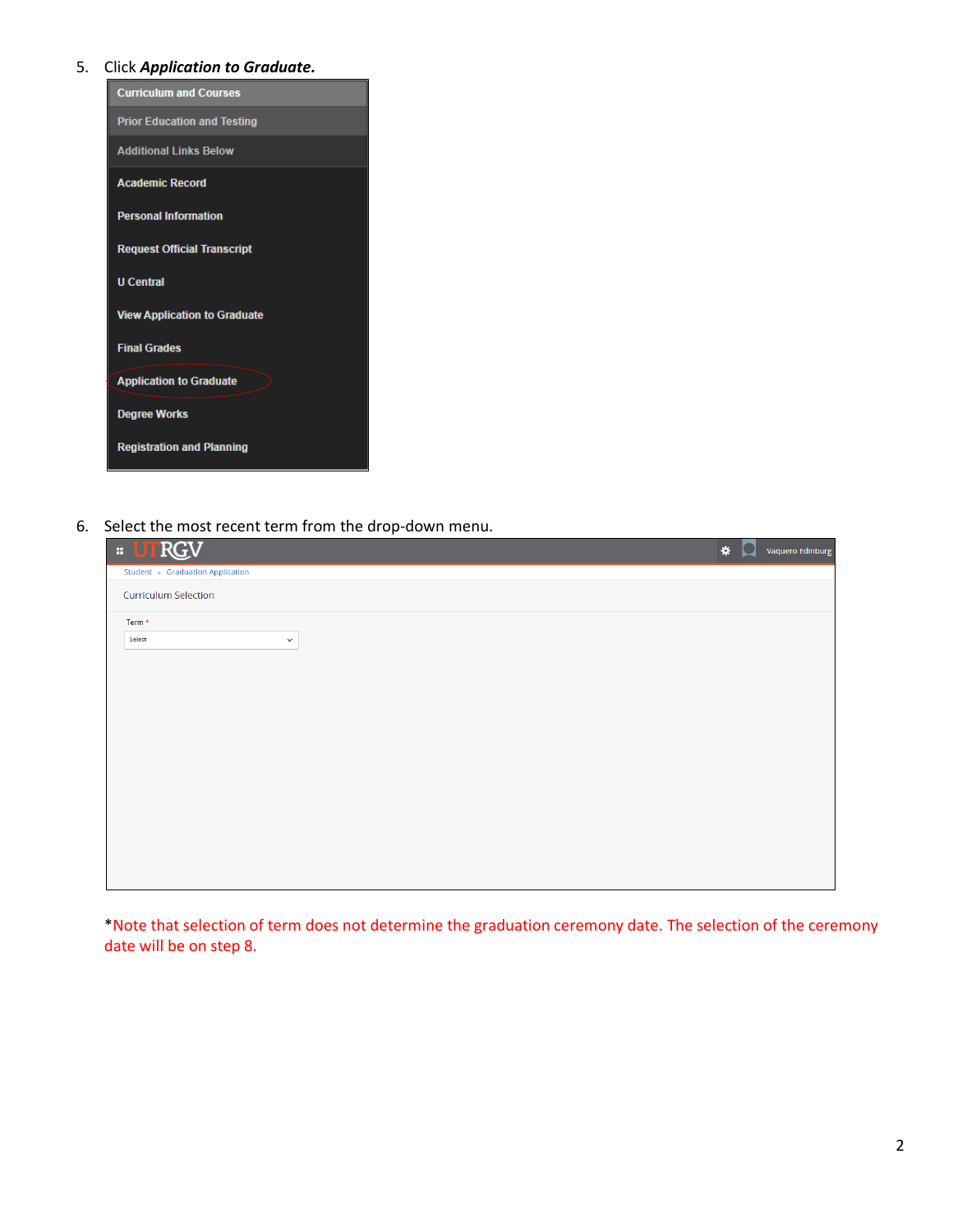5. Click ***Application to Graduate.***

6. Select the most recent term from the drop-down menu.

*Note that selection of term does not determine the graduation ceremony date. The selection of the ceremony date will be on step 8.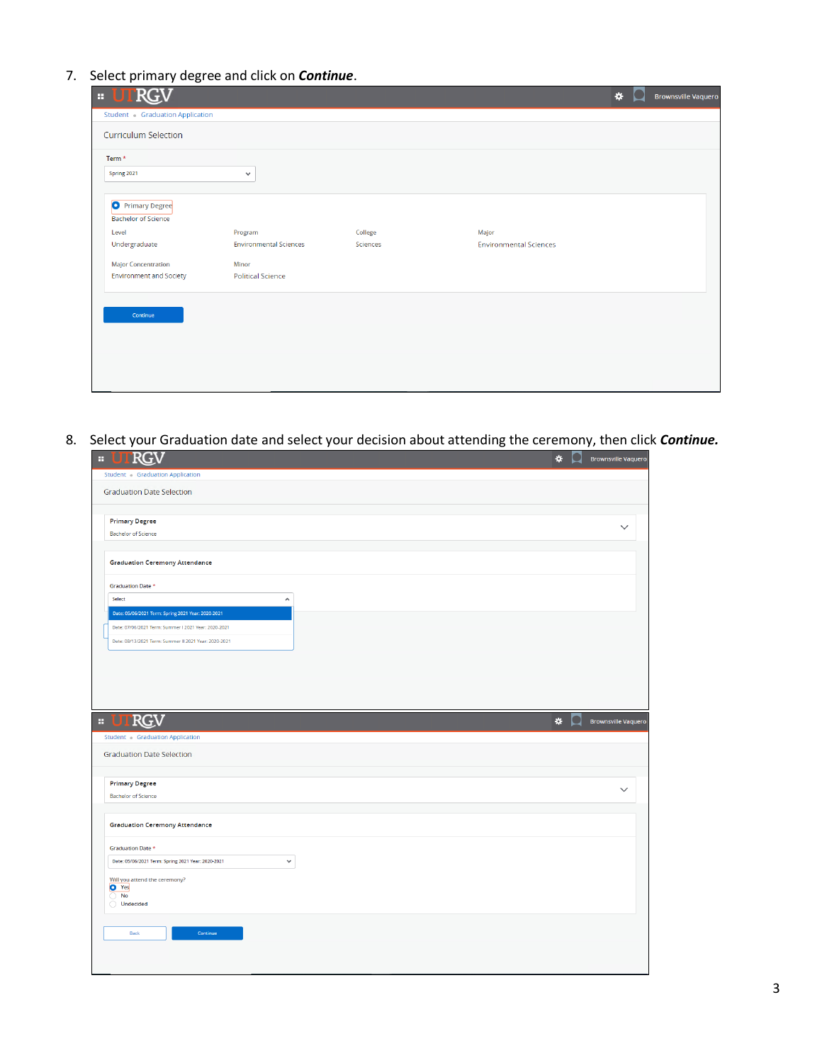7. Select primary degree and click on ***Continue***.

Student • Graduation Application

Curriculum Selection

Term *

Spring 2021

Primary Degree

Bachelor of Science

| Level | Program | College | Major |
|---|---|---|---|
| Undergraduate | Environmental Sciences | Sciences | Environmental Sciences |

| Major Concentration | Minor |
|---|---|
| Environment and Society | Political Science |

Continue

8. Select your Graduation date and select your decision about attending the ceremony, then click ***Continue.***

Student • Graduation Application

Graduation Date Selection

Primary Degree

Bachelor of Science

Graduation Ceremony Attendance

Graduation Date *

Select

Date: 05/06/2021 Term: Spring 2021 Year: 2020-2021

Date: 07/06/2021 Term: Summer I 2021 Year: 2020-2021

Date: 08/13/2021 Term: Summer II 2021 Year: 2020-2021

Student • Graduation Application

Graduation Date Selection

Primary Degree

Bachelor of Science

Graduation Ceremony Attendance

Graduation Date *

Date: 05/06/2021 Term: Spring 2021 Year: 2020-2021

Will you attend the ceremony?

- Yes
- No
- Undecided

Back | Continue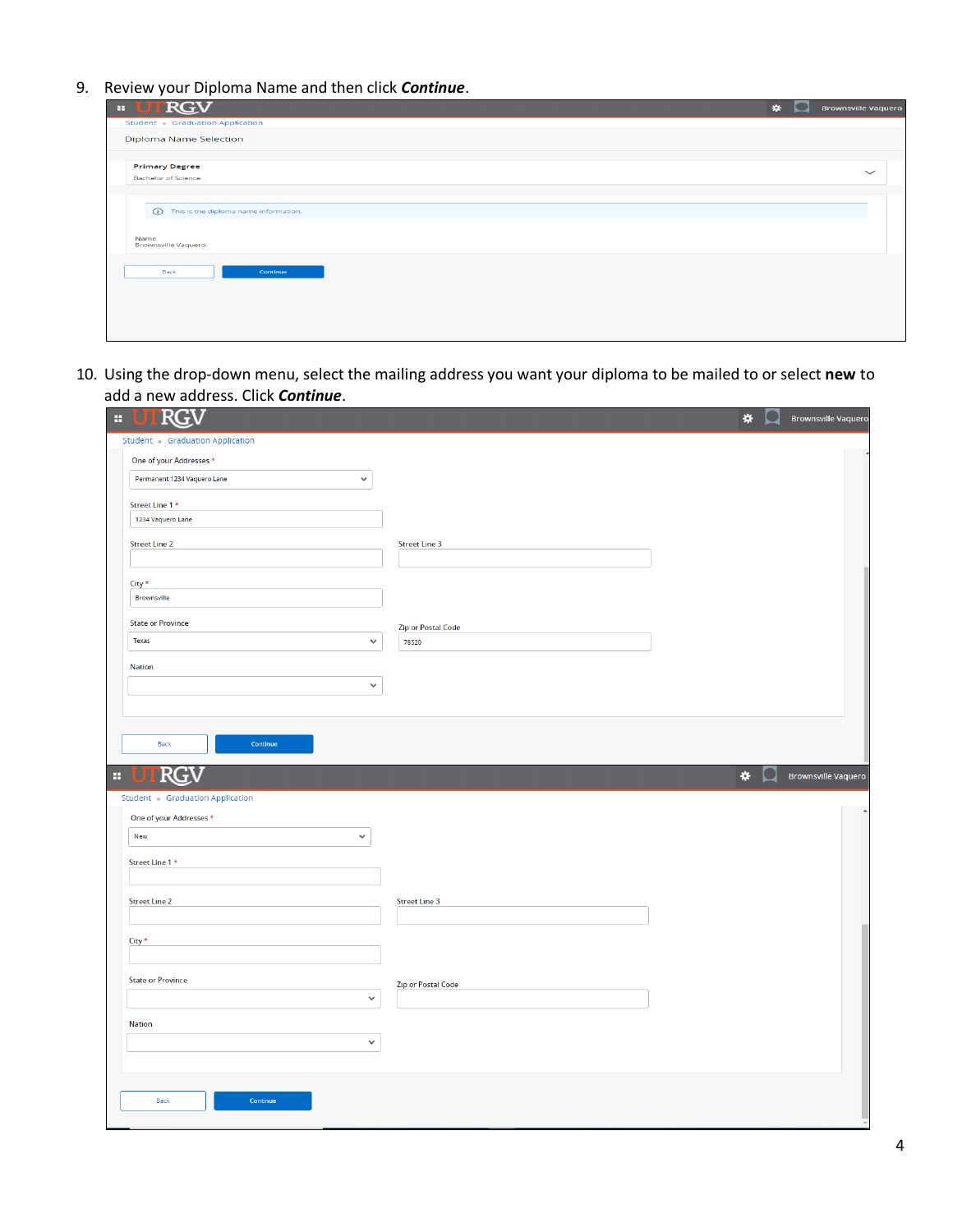9. Review your Diploma Name and then click ***Continue***.

Student • Graduation Application

Diploma Name Selection

**Primary Degree**
Bachelor of Science

This is the diploma name information.

Name
Brownsville Vaquero

Back | Continue

10. Using the drop-down menu, select the mailing address you want your diploma to be mailed to or select **new** to add a new address. Click ***Continue***.

Student • Graduation Application

One of your Addresses *
Permanent 1234 Vaquero Lane

Street Line 1 *
1234 Vaquero Lane

Street Line 2

Street Line 3

City *
Brownsville

State or Province
Texas

Zip or Postal Code
78520

Nation

Back | Continue

Student • Graduation Application

One of your Addresses *
New

Street Line 1 *

Street Line 2

Street Line 3

City *

State or Province

Zip or Postal Code

Nation

Back | Continue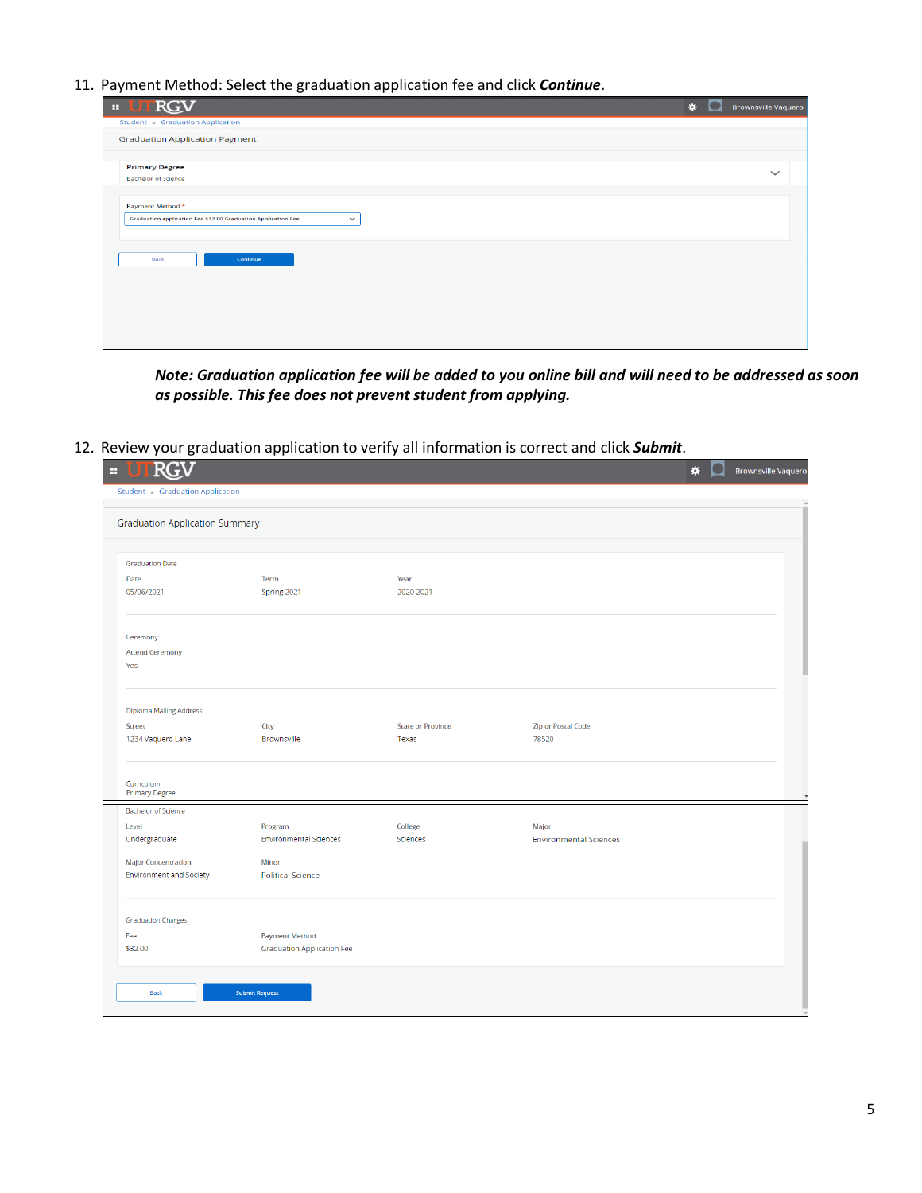11. Payment Method: Select the graduation application fee and click ***Continue***.

UTRGV — Brownsville Vaquero

Student • Graduation Application

Graduation Application Payment

**Primary Degree**
Bachelor of Science

Payment Method *
Graduation Application Fee $32.00 Graduation Application Fee

Back | Continue

***Note: Graduation application fee will be added to you online bill and will need to be addressed as soon as possible. This fee does not prevent student from applying.***

12. Review your graduation application to verify all information is correct and click ***Submit***.

UTRGV — Brownsville Vaquero

Student • Graduation Application

Graduation Application Summary

Graduation Date

| Date | Term | Year |
|---|---|---|
| 05/06/2021 | Spring 2021 | 2020-2021 |

Ceremony

Attend Ceremony
Yes

Diploma Mailing Address

| Street | City | State or Province | Zip or Postal Code |
|---|---|---|---|
| 1234 Vaquero Lane | Brownsville | Texas | 78520 |

Curriculum
Primary Degree
Bachelor of Science

| Level | Program | College | Major |
|---|---|---|---|
| Undergraduate | Environmental Sciences | Sciences | Environmental Sciences |

| Major Concentration | Minor |
|---|---|
| Environment and Society | Political Science |

Graduation Charges

| Fee | Payment Method |
|---|---|
| $32.00 | Graduation Application Fee |

Back | Submit Request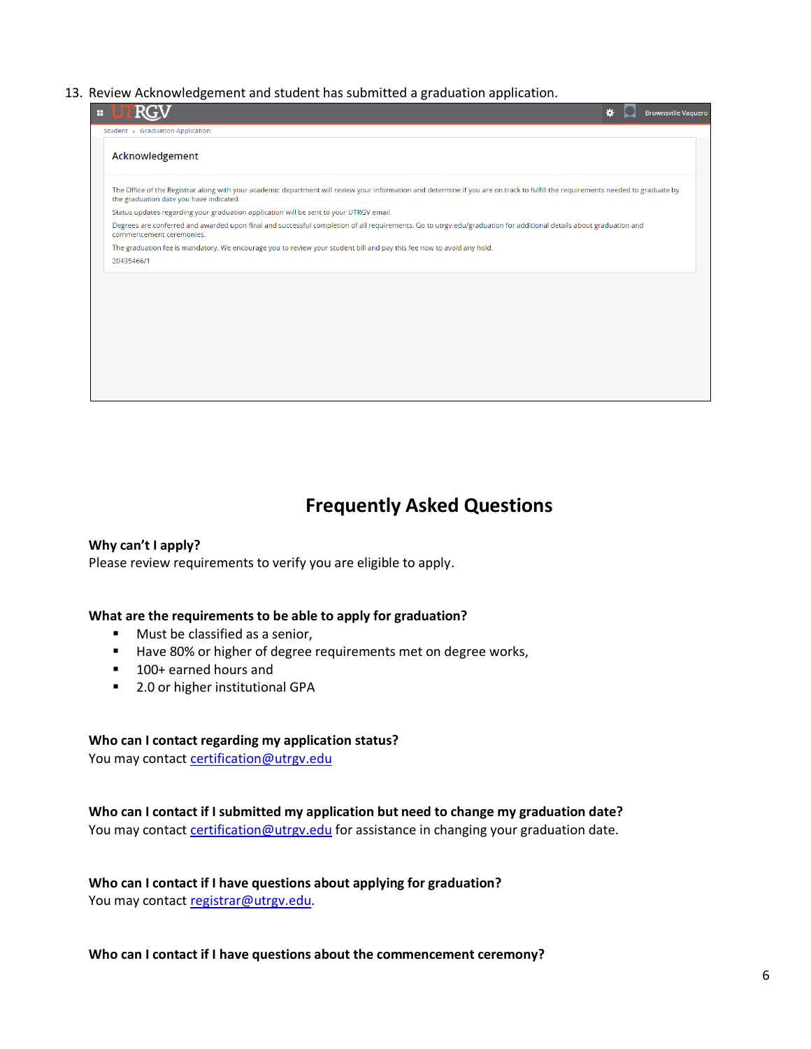13. Review Acknowledgement and student has submitted a graduation application.

UTRGV — Brownsville Vaquero

Student • Graduation Application

**Acknowledgement**

The Office of the Registrar along with your academic department will review your information and determine if you are on track to fulfill the requirements needed to graduate by the graduation date you have indicated.

Status updates regarding your graduation application will be sent to your UTRGV email.

Degrees are conferred and awarded upon final and successful completion of all requirements. Go to utrgv.edu/graduation for additional details about graduation and commencement ceremonies.

The graduation fee is mandatory. We encourage you to review your student bill and pay this fee now to avoid any hold.

20435466/1

# Frequently Asked Questions

**Why can't I apply?**
Please review requirements to verify you are eligible to apply.

**What are the requirements to be able to apply for graduation?**

- Must be classified as a senior,
- Have 80% or higher of degree requirements met on degree works,
- 100+ earned hours and
- 2.0 or higher institutional GPA

**Who can I contact regarding my application status?**
You may contact certification@utrgv.edu

**Who can I contact if I submitted my application but need to change my graduation date?**
You may contact certification@utrgv.edu for assistance in changing your graduation date.

**Who can I contact if I have questions about applying for graduation?**
You may contact registrar@utrgv.edu.

**Who can I contact if I have questions about the commencement ceremony?**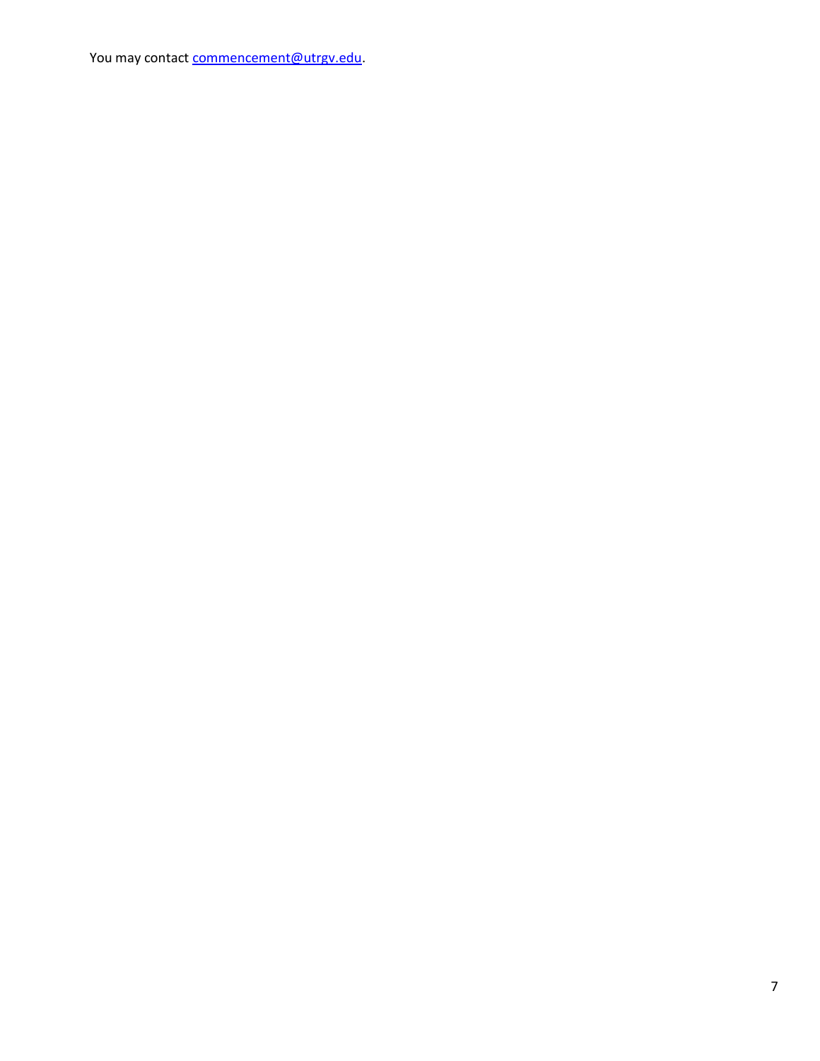You may contact commencement@utrgv.edu.